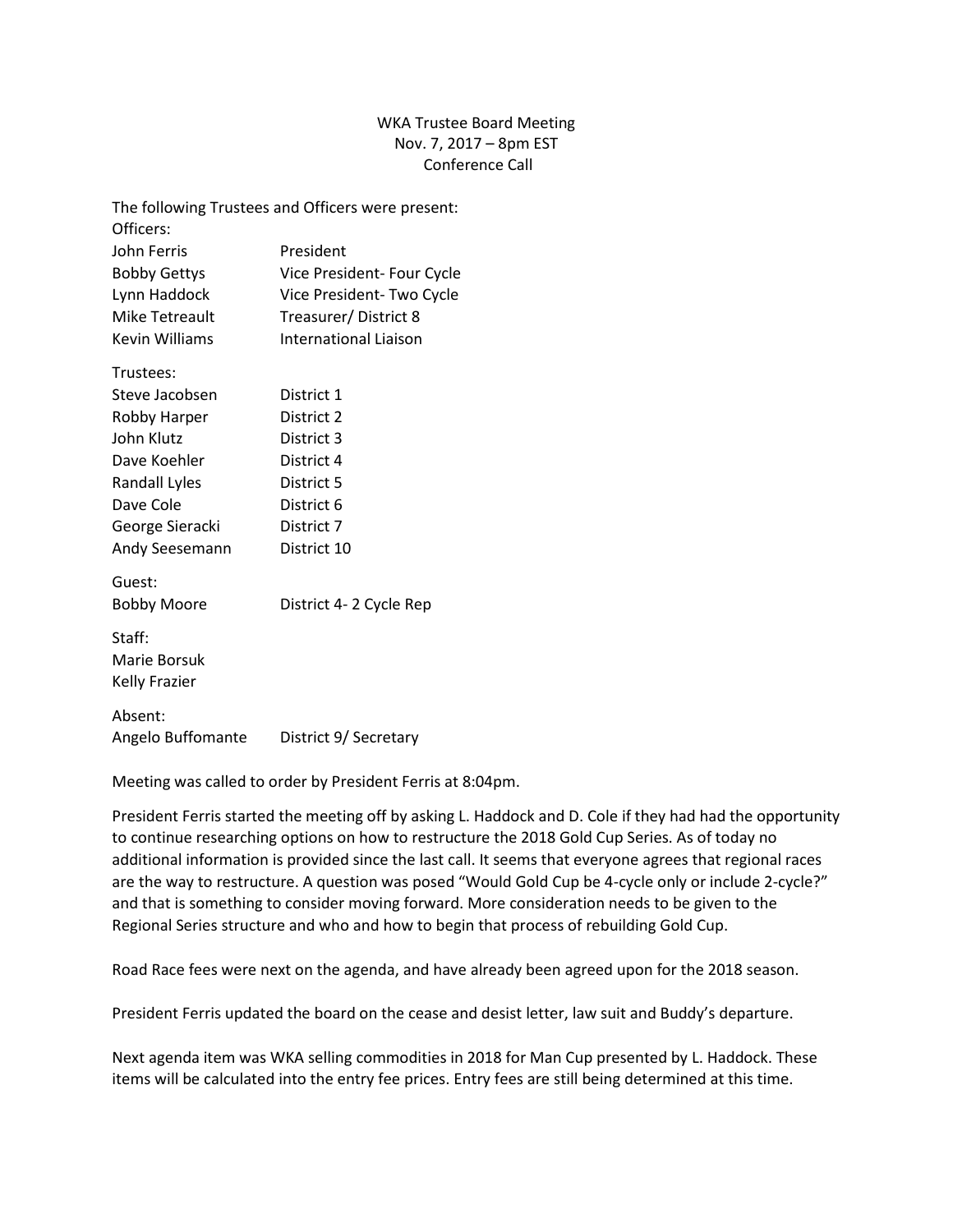# WKA Trustee Board Meeting
Nov. 7, 2017 – 8pm EST
Conference Call

The following Trustees and Officers were present:

Officers:

| | |
|---|---|
| John Ferris | President |
| Bobby Gettys | Vice President- Four Cycle |
| Lynn Haddock | Vice President- Two Cycle |
| Mike Tetreault | Treasurer/ District 8 |
| Kevin Williams | International Liaison |

Trustees:

| | |
|---|---|
| Steve Jacobsen | District 1 |
| Robby Harper | District 2 |
| John Klutz | District 3 |
| Dave Koehler | District 4 |
| Randall Lyles | District 5 |
| Dave Cole | District 6 |
| George Sieracki | District 7 |
| Andy Seesemann | District 10 |

Guest:

| | |
|---|---|
| Bobby Moore | District 4- 2 Cycle Rep |

Staff:

Marie Borsuk
Kelly Frazier

Absent:

| | |
|---|---|
| Angelo Buffomante | District 9/ Secretary |

Meeting was called to order by President Ferris at 8:04pm.

President Ferris started the meeting off by asking L. Haddock and D. Cole if they had had the opportunity to continue researching options on how to restructure the 2018 Gold Cup Series. As of today no additional information is provided since the last call. It seems that everyone agrees that regional races are the way to restructure. A question was posed "Would Gold Cup be 4-cycle only or include 2-cycle?" and that is something to consider moving forward. More consideration needs to be given to the Regional Series structure and who and how to begin that process of rebuilding Gold Cup.

Road Race fees were next on the agenda, and have already been agreed upon for the 2018 season.

President Ferris updated the board on the cease and desist letter, law suit and Buddy's departure.

Next agenda item was WKA selling commodities in 2018 for Man Cup presented by L. Haddock. These items will be calculated into the entry fee prices. Entry fees are still being determined at this time.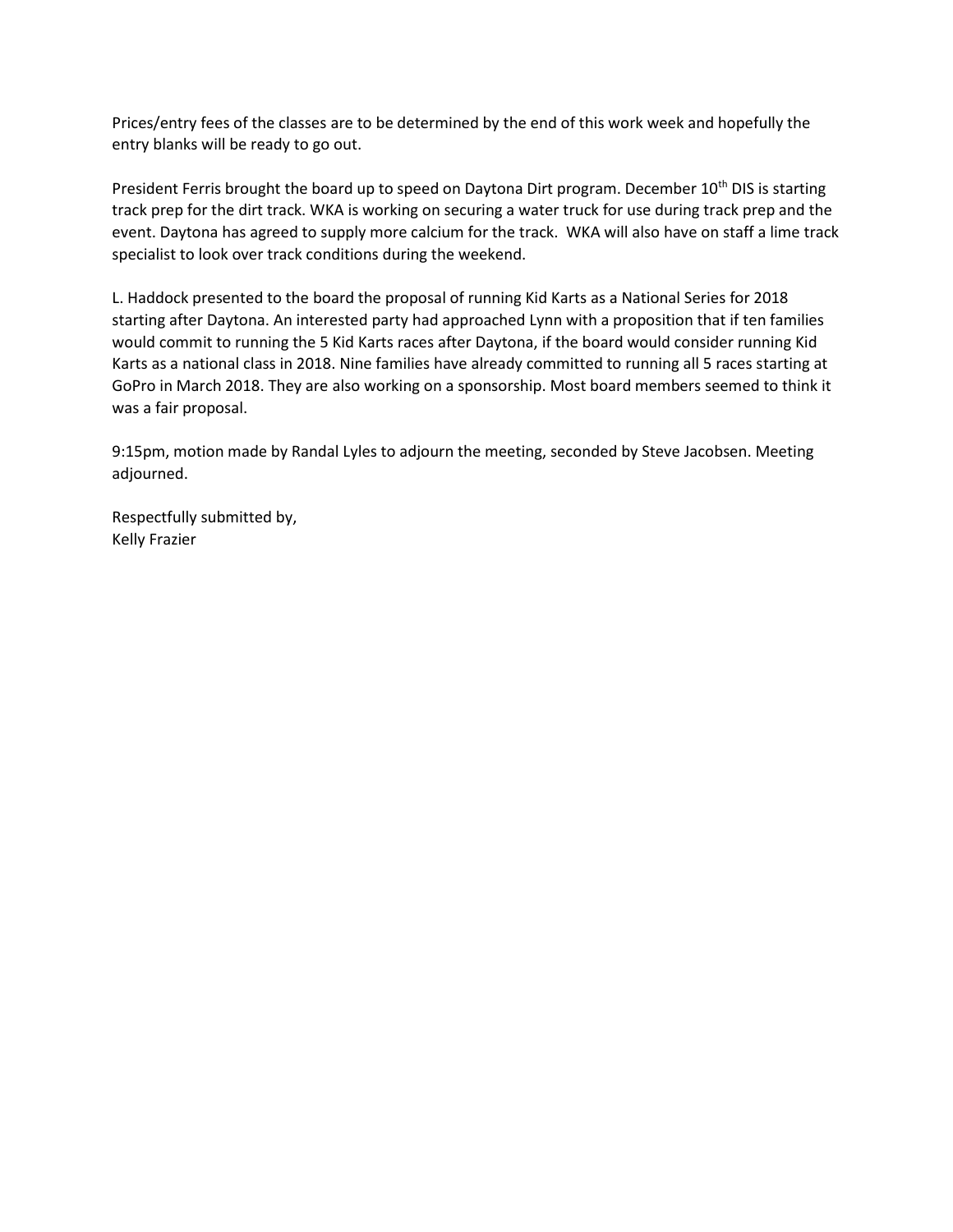Prices/entry fees of the classes are to be determined by the end of this work week and hopefully the entry blanks will be ready to go out.

President Ferris brought the board up to speed on Daytona Dirt program. December 10th DIS is starting track prep for the dirt track. WKA is working on securing a water truck for use during track prep and the event. Daytona has agreed to supply more calcium for the track. WKA will also have on staff a lime track specialist to look over track conditions during the weekend.

L. Haddock presented to the board the proposal of running Kid Karts as a National Series for 2018 starting after Daytona. An interested party had approached Lynn with a proposition that if ten families would commit to running the 5 Kid Karts races after Daytona, if the board would consider running Kid Karts as a national class in 2018. Nine families have already committed to running all 5 races starting at GoPro in March 2018. They are also working on a sponsorship. Most board members seemed to think it was a fair proposal.

9:15pm, motion made by Randal Lyles to adjourn the meeting, seconded by Steve Jacobsen. Meeting adjourned.

Respectfully submitted by,
Kelly Frazier